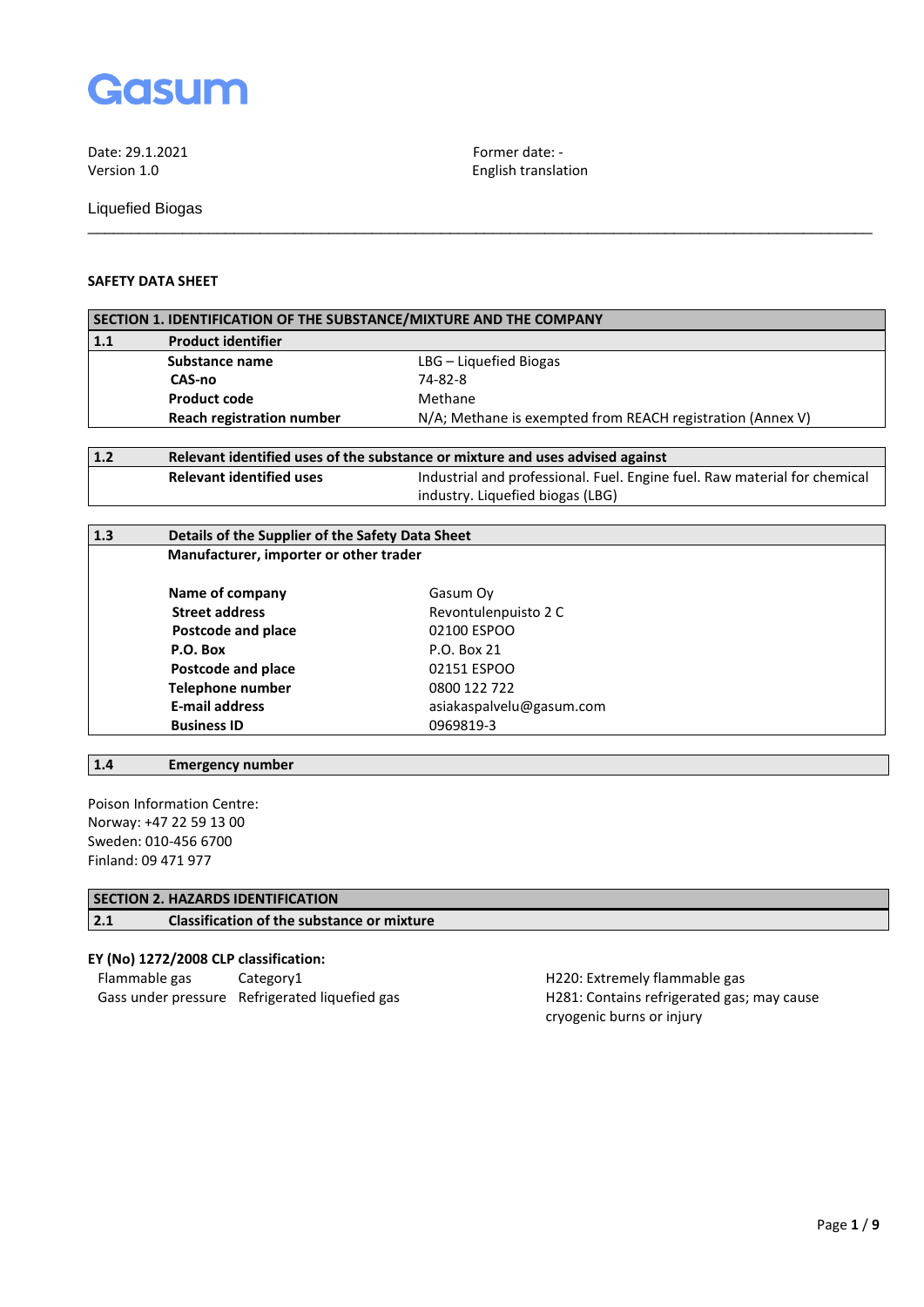Gasum

Date: 29.1.2021
Version 1.0

Former date: -
English translation

Liquefied Biogas

---

**SAFETY DATA SHEET**

| SECTION 1. IDENTIFICATION OF THE SUBSTANCE/MIXTURE AND THE COMPANY | | |
|---|---|---|
| **1.1** | **Product identifier** | |
| | **Substance name** | LBG – Liquefied Biogas |
| | **CAS-no** | 74-82-8 |
| | **Product code** | Methane |
| | **Reach registration number** | N/A; Methane is exempted from REACH registration (Annex V) |

| **1.2** | **Relevant identified uses of the substance or mixture and uses advised against** | |
|---|---|---|
| | **Relevant identified uses** | Industrial and professional. Fuel. Engine fuel. Raw material for chemical industry. Liquefied biogas (LBG) |

| **1.3** | **Details of the Supplier of the Safety Data Sheet** | |
|---|---|---|
| | **Manufacturer, importer or other trader** | |
| | **Name of company** | Gasum Oy |
| | **Street address** | Revontulenpuisto 2 C |
| | **Postcode and place** | 02100 ESPOO |
| | **P.O. Box** | P.O. Box 21 |
| | **Postcode and place** | 02151 ESPOO |
| | **Telephone number** | 0800 122 722 |
| | **E-mail address** | asiakaspalvelu@gasum.com |
| | **Business ID** | 0969819-3 |

| **1.4** | **Emergency number** |
|---|---|

Poison Information Centre:
Norway: +47 22 59 13 00
Sweden: 010-456 6700
Finland: 09 471 977

| SECTION 2. HAZARDS IDENTIFICATION | |
|---|---|
| **2.1** | **Classification of the substance or mixture** |

**EY (No) 1272/2008 CLP classification:**

| | | |
|---|---|---|
| Flammable gas | Category1 | H220: Extremely flammable gas |
| Gass under pressure | Refrigerated liquefied gas | H281: Contains refrigerated gas; may cause cryogenic burns or injury |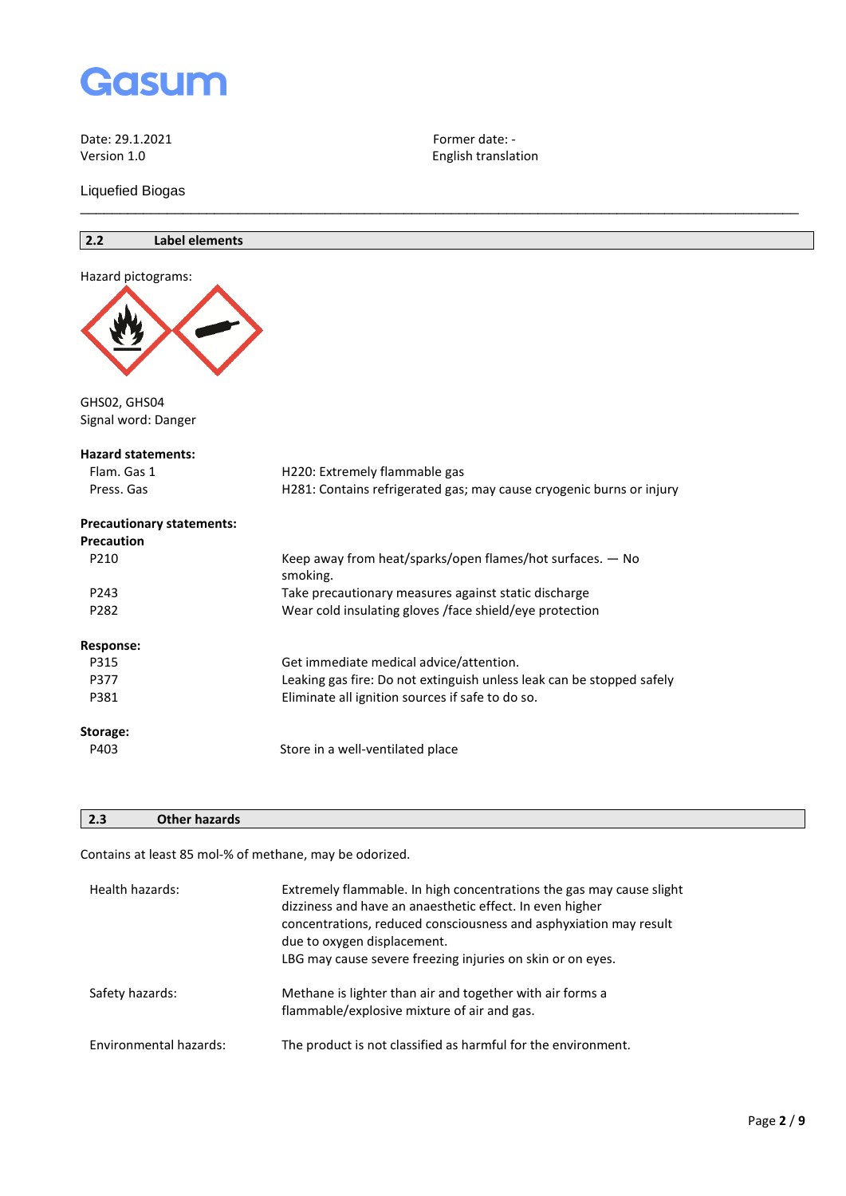Date: 29.1.2021
Version 1.0

Former date: -
English translation

Liquefied Biogas

## 2.2 Label elements

Hazard pictograms:

GHS02, GHS04
Signal word: Danger

**Hazard statements:**

| | |
|---|---|
| Flam. Gas 1 | H220: Extremely flammable gas |
| Press. Gas | H281: Contains refrigerated gas; may cause cryogenic burns or injury |

**Precautionary statements:**

**Precaution**

| | |
|---|---|
| P210 | Keep away from heat/sparks/open flames/hot surfaces. — No smoking. |
| P243 | Take precautionary measures against static discharge |
| P282 | Wear cold insulating gloves /face shield/eye protection |

**Response:**

| | |
|---|---|
| P315 | Get immediate medical advice/attention. |
| P377 | Leaking gas fire: Do not extinguish unless leak can be stopped safely |
| P381 | Eliminate all ignition sources if safe to do so. |

**Storage:**

| | |
|---|---|
| P403 | Store in a well-ventilated place |

## 2.3 Other hazards

Contains at least 85 mol-% of methane, may be odorized.

| | |
|---|---|
| Health hazards: | Extremely flammable. In high concentrations the gas may cause slight dizziness and have an anaesthetic effect. In even higher concentrations, reduced consciousness and asphyxiation may result due to oxygen displacement. LBG may cause severe freezing injuries on skin or on eyes. |
| Safety hazards: | Methane is lighter than air and together with air forms a flammable/explosive mixture of air and gas. |
| Environmental hazards: | The product is not classified as harmful for the environment. |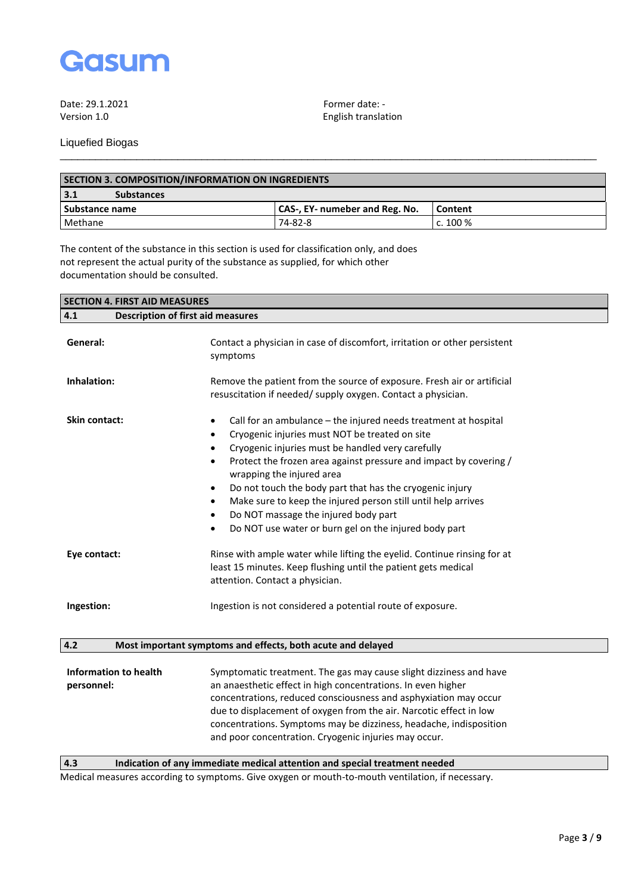## SECTION 3. COMPOSITION/INFORMATION ON INGREDIENTS

### 3.1 Substances

| Substance name | CAS-, EY- numeber and Reg. No. | Content |
|---|---|---|
| Methane | 74-82-8 | c. 100 % |

The content of the substance in this section is used for classification only, and does not represent the actual purity of the substance as supplied, for which other documentation should be consulted.

## SECTION 4. FIRST AID MEASURES

### 4.1 Description of first aid measures

**General:** Contact a physician in case of discomfort, irritation or other persistent symptoms

**Inhalation:** Remove the patient from the source of exposure. Fresh air or artificial resuscitation if needed/ supply oxygen. Contact a physician.

**Skin contact:**

- Call for an ambulance – the injured needs treatment at hospital
- Cryogenic injuries must NOT be treated on site
- Cryogenic injuries must be handled very carefully
- Protect the frozen area against pressure and impact by covering / wrapping the injured area
- Do not touch the body part that has the cryogenic injury
- Make sure to keep the injured person still until help arrives
- Do NOT massage the injured body part
- Do NOT use water or burn gel on the injured body part

**Eye contact:** Rinse with ample water while lifting the eyelid. Continue rinsing for at least 15 minutes. Keep flushing until the patient gets medical attention. Contact a physician.

**Ingestion:** Ingestion is not considered a potential route of exposure.

### 4.2 Most important symptoms and effects, both acute and delayed

**Information to health personnel:** Symptomatic treatment. The gas may cause slight dizziness and have an anaesthetic effect in high concentrations. In even higher concentrations, reduced consciousness and asphyxiation may occur due to displacement of oxygen from the air. Narcotic effect in low concentrations. Symptoms may be dizziness, headache, indisposition and poor concentration. Cryogenic injuries may occur.

### 4.3 Indication of any immediate medical attention and special treatment needed

Medical measures according to symptoms. Give oxygen or mouth-to-mouth ventilation, if necessary.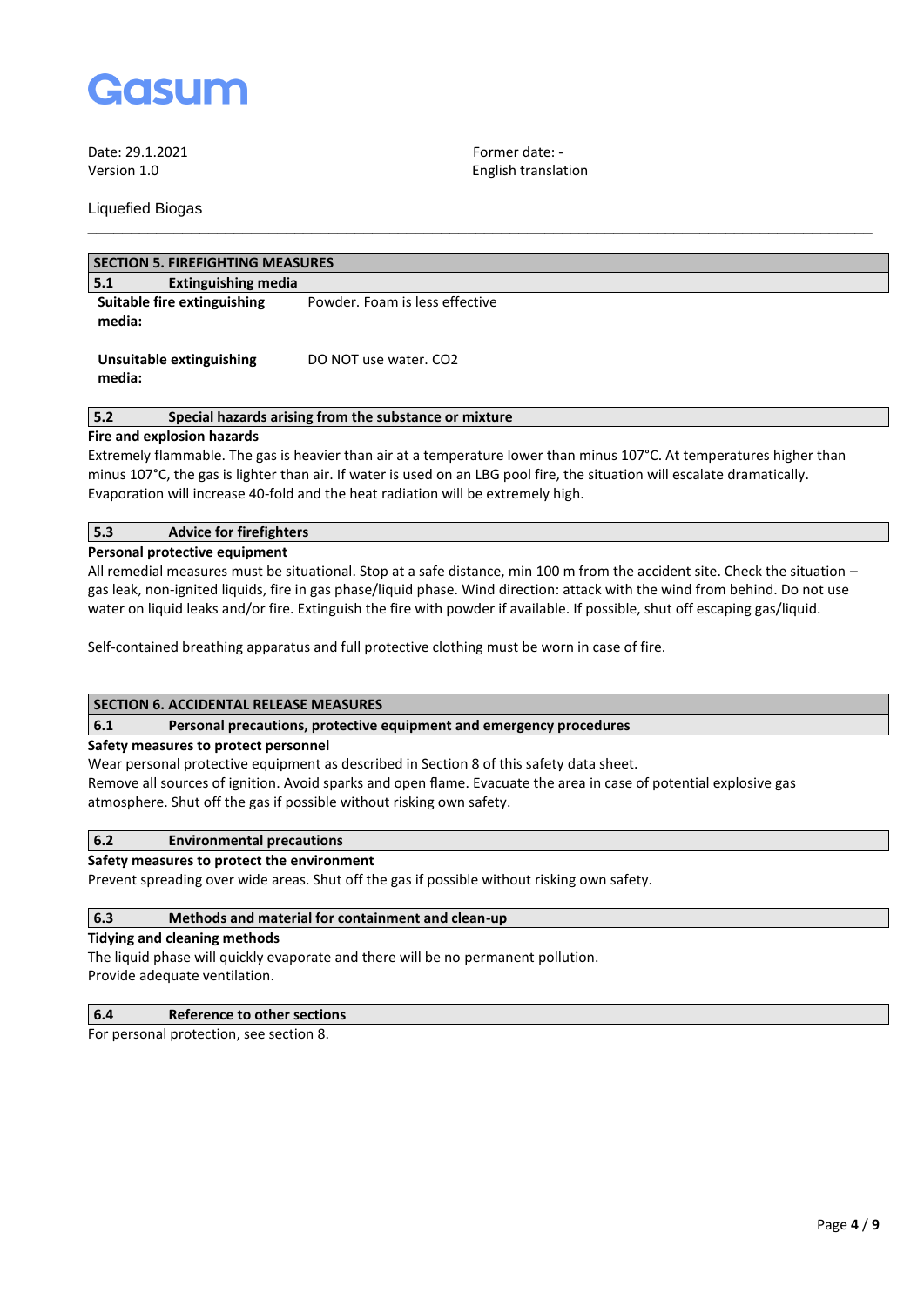## SECTION 5. FIREFIGHTING MEASURES

### 5.1 Extinguishing media

| | |
|---|---|
| **Suitable fire extinguishing media:** | Powder. Foam is less effective |
| **Unsuitable extinguishing media:** | DO NOT use water. $CO_2$ |

### 5.2 Special hazards arising from the substance or mixture

**Fire and explosion hazards**

Extremely flammable. The gas is heavier than air at a temperature lower than minus 107°C. At temperatures higher than minus 107°C, the gas is lighter than air. If water is used on an LBG pool fire, the situation will escalate dramatically. Evaporation will increase 40-fold and the heat radiation will be extremely high.

### 5.3 Advice for firefighters

**Personal protective equipment**

All remedial measures must be situational. Stop at a safe distance, min 100 m from the accident site. Check the situation – gas leak, non-ignited liquids, fire in gas phase/liquid phase. Wind direction: attack with the wind from behind. Do not use water on liquid leaks and/or fire. Extinguish the fire with powder if available. If possible, shut off escaping gas/liquid.

Self-contained breathing apparatus and full protective clothing must be worn in case of fire.

## SECTION 6. ACCIDENTAL RELEASE MEASURES

### 6.1 Personal precautions, protective equipment and emergency procedures

**Safety measures to protect personnel**

Wear personal protective equipment as described in Section 8 of this safety data sheet.
Remove all sources of ignition. Avoid sparks and open flame. Evacuate the area in case of potential explosive gas atmosphere. Shut off the gas if possible without risking own safety.

### 6.2 Environmental precautions

**Safety measures to protect the environment**

Prevent spreading over wide areas. Shut off the gas if possible without risking own safety.

### 6.3 Methods and material for containment and clean-up

**Tidying and cleaning methods**

The liquid phase will quickly evaporate and there will be no permanent pollution.
Provide adequate ventilation.

### 6.4 Reference to other sections

For personal protection, see section 8.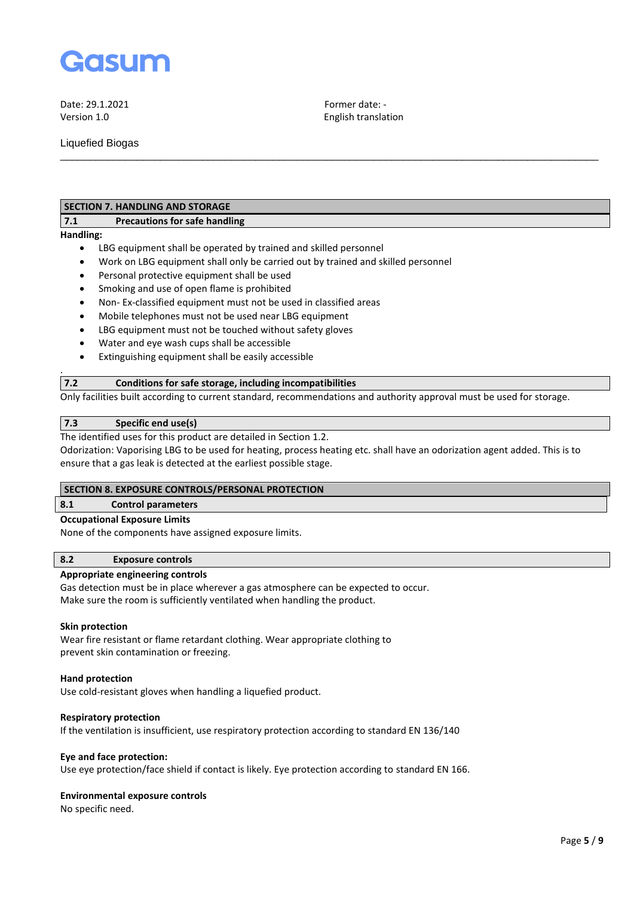Date: 29.1.2021
Version 1.0

Former date: -
English translation

Liquefied Biogas

## SECTION 7. HANDLING AND STORAGE

### 7.1 Precautions for safe handling

**Handling:**

- LBG equipment shall be operated by trained and skilled personnel
- Work on LBG equipment shall only be carried out by trained and skilled personnel
- Personal protective equipment shall be used
- Smoking and use of open flame is prohibited
- Non- Ex-classified equipment must not be used in classified areas
- Mobile telephones must not be used near LBG equipment
- LBG equipment must not be touched without safety gloves
- Water and eye wash cups shall be accessible
- Extinguishing equipment shall be easily accessible

### 7.2 Conditions for safe storage, including incompatibilities

Only facilities built according to current standard, recommendations and authority approval must be used for storage.

### 7.3 Specific end use(s)

The identified uses for this product are detailed in Section 1.2.
Odorization: Vaporising LBG to be used for heating, process heating etc. shall have an odorization agent added. This is to ensure that a gas leak is detected at the earliest possible stage.

## SECTION 8. EXPOSURE CONTROLS/PERSONAL PROTECTION

### 8.1 Control parameters

**Occupational Exposure Limits**

None of the components have assigned exposure limits.

### 8.2 Exposure controls

**Appropriate engineering controls**

Gas detection must be in place wherever a gas atmosphere can be expected to occur.
Make sure the room is sufficiently ventilated when handling the product.

**Skin protection**

Wear fire resistant or flame retardant clothing. Wear appropriate clothing to prevent skin contamination or freezing.

**Hand protection**

Use cold-resistant gloves when handling a liquefied product.

**Respiratory protection**

If the ventilation is insufficient, use respiratory protection according to standard EN 136/140

**Eye and face protection:**

Use eye protection/face shield if contact is likely. Eye protection according to standard EN 166.

**Environmental exposure controls**

No specific need.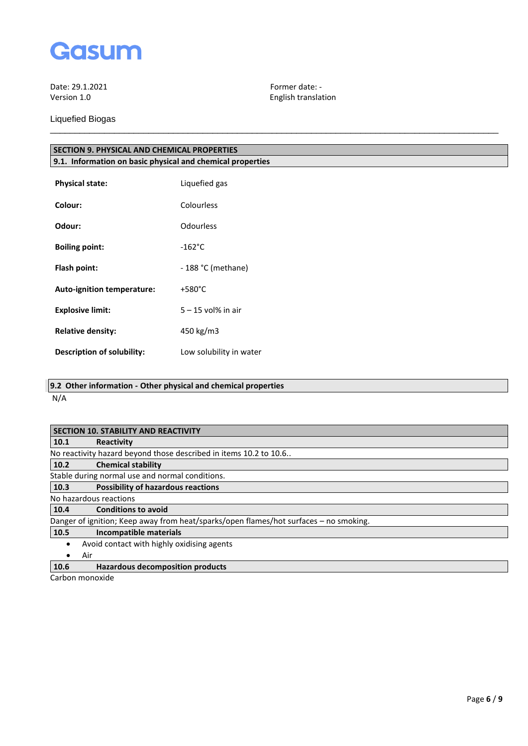## SECTION 9. PHYSICAL AND CHEMICAL PROPERTIES

### 9.1. Information on basic physical and chemical properties

| | |
|---|---|
| **Physical state:** | Liquefied gas |
| **Colour:** | Colourless |
| **Odour:** | Odourless |
| **Boiling point:** | -162°C |
| **Flash point:** | - 188 °C (methane) |
| **Auto-ignition temperature:** | +580°C |
| **Explosive limit:** | 5 – 15 vol% in air |
| **Relative density:** | 450 kg/m3 |
| **Description of solubility:** | Low solubility in water |

### 9.2 Other information - Other physical and chemical properties

N/A

## SECTION 10. STABILITY AND REACTIVITY

### 10.1 Reactivity

No reactivity hazard beyond those described in items 10.2 to 10.6..

### 10.2 Chemical stability

Stable during normal use and normal conditions.

### 10.3 Possibility of hazardous reactions

No hazardous reactions

### 10.4 Conditions to avoid

Danger of ignition; Keep away from heat/sparks/open flames/hot surfaces – no smoking.

### 10.5 Incompatible materials

- Avoid contact with highly oxidising agents
- Air

### 10.6 Hazardous decomposition products

Carbon monoxide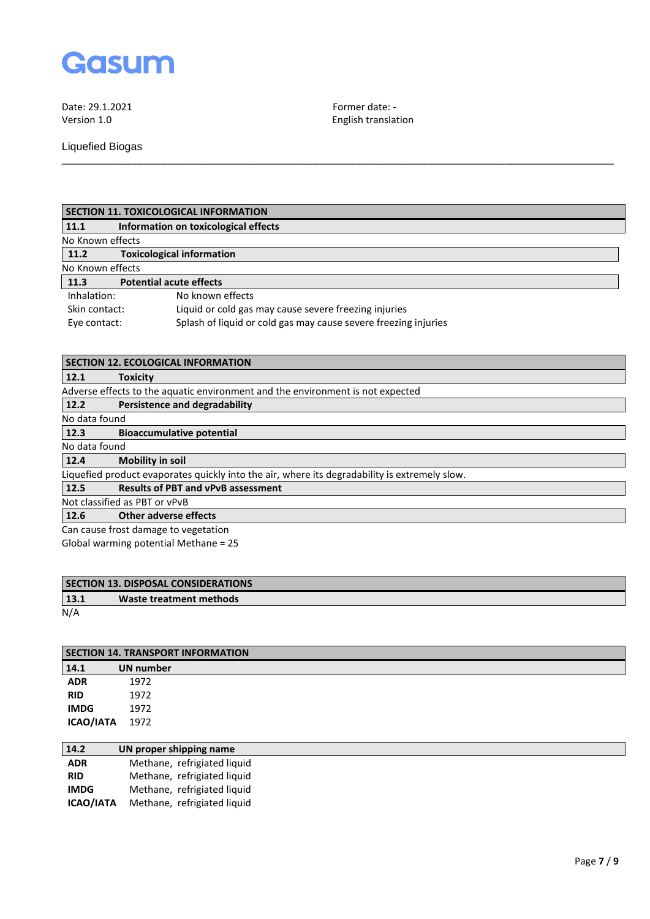## SECTION 11. TOXICOLOGICAL INFORMATION

### 11.1 Information on toxicological effects

No Known effects

### 11.2 Toxicological information

No Known effects

### 11.3 Potential acute effects

| | |
|---|---|
| Inhalation: | No known effects |
| Skin contact: | Liquid or cold gas may cause severe freezing injuries |
| Eye contact: | Splash of liquid or cold gas may cause severe freezing injuries |

## SECTION 12. ECOLOGICAL INFORMATION

### 12.1 Toxicity

Adverse effects to the aquatic environment and the environment is not expected

### 12.2 Persistence and degradability

No data found

### 12.3 Bioaccumulative potential

No data found

### 12.4 Mobility in soil

Liquefied product evaporates quickly into the air, where its degradability is extremely slow.

### 12.5 Results of PBT and vPvB assessment

Not classified as PBT or vPvB

### 12.6 Other adverse effects

Can cause frost damage to vegetation
Global warming potential Methane = 25

## SECTION 13. DISPOSAL CONSIDERATIONS

### 13.1 Waste treatment methods

N/A

## SECTION 14. TRANSPORT INFORMATION

### 14.1 UN number

| | |
|---|---|
| **ADR** | 1972 |
| **RID** | 1972 |
| **IMDG** | 1972 |
| **ICAO/IATA** | 1972 |

### 14.2 UN proper shipping name

| | |
|---|---|
| **ADR** | Methane, refrigiated liquid |
| **RID** | Methane, refrigiated liquid |
| **IMDG** | Methane, refrigiated liquid |
| **ICAO/IATA** | Methane, refrigiated liquid |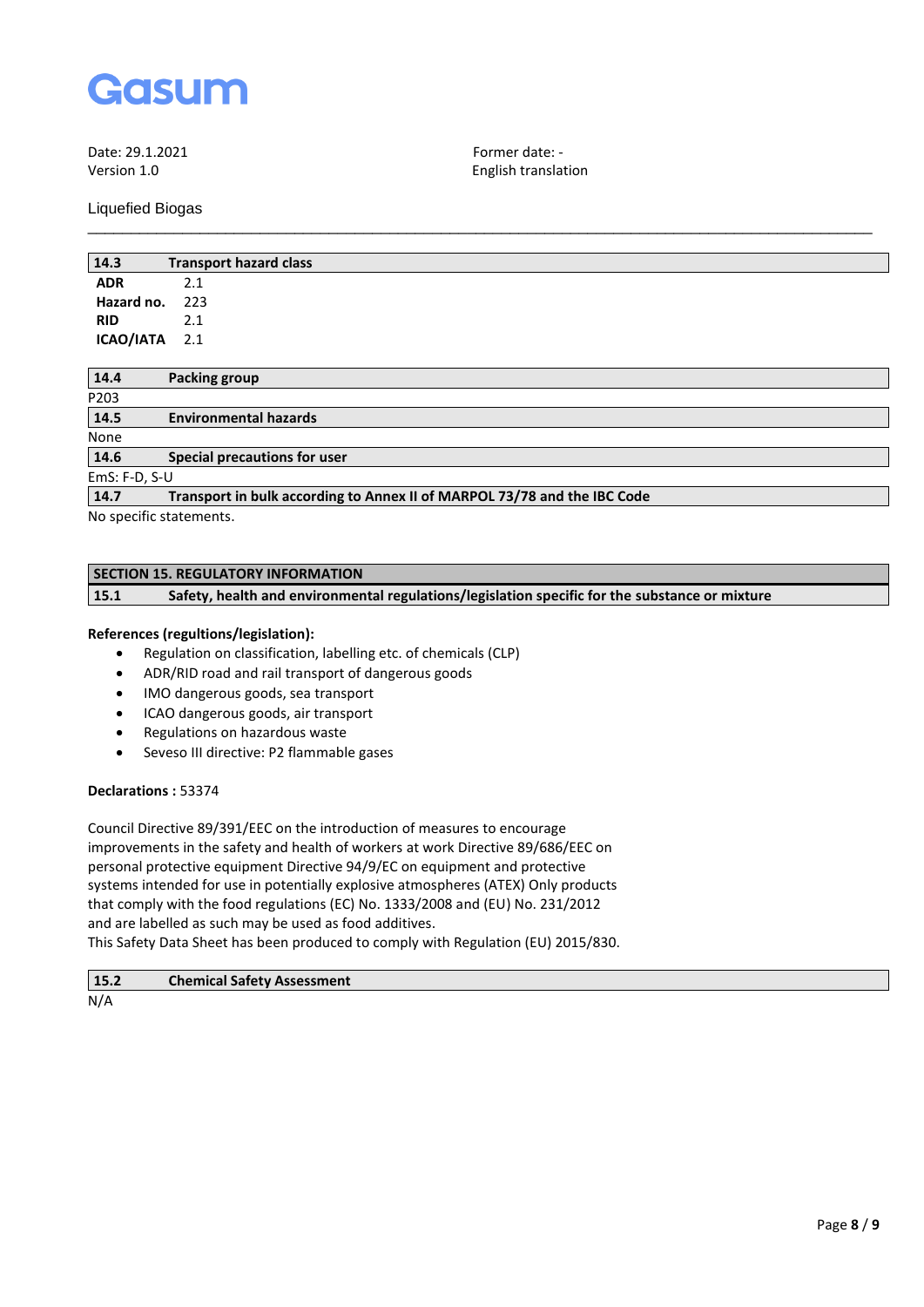### 14.3 Transport hazard class

| | |
|---|---|
| **ADR** | 2.1 |
| **Hazard no.** | 223 |
| **RID** | 2.1 |
| **ICAO/IATA** | 2.1 |

### 14.4 Packing group

P203

### 14.5 Environmental hazards

None

### 14.6 Special precautions for user

EmS: F-D, S-U

### 14.7 Transport in bulk according to Annex II of MARPOL 73/78 and the IBC Code

No specific statements.

## SECTION 15. REGULATORY INFORMATION

### 15.1 Safety, health and environmental regulations/legislation specific for the substance or mixture

**References (regultions/legislation):**

- Regulation on classification, labelling etc. of chemicals (CLP)
- ADR/RID road and rail transport of dangerous goods
- IMO dangerous goods, sea transport
- ICAO dangerous goods, air transport
- Regulations on hazardous waste
- Seveso III directive: P2 flammable gases

**Declarations :** 53374

Council Directive 89/391/EEC on the introduction of measures to encourage improvements in the safety and health of workers at work Directive 89/686/EEC on personal protective equipment Directive 94/9/EC on equipment and protective systems intended for use in potentially explosive atmospheres (ATEX) Only products that comply with the food regulations (EC) No. 1333/2008 and (EU) No. 231/2012 and are labelled as such may be used as food additives.
This Safety Data Sheet has been produced to comply with Regulation (EU) 2015/830.

### 15.2 Chemical Safety Assessment

N/A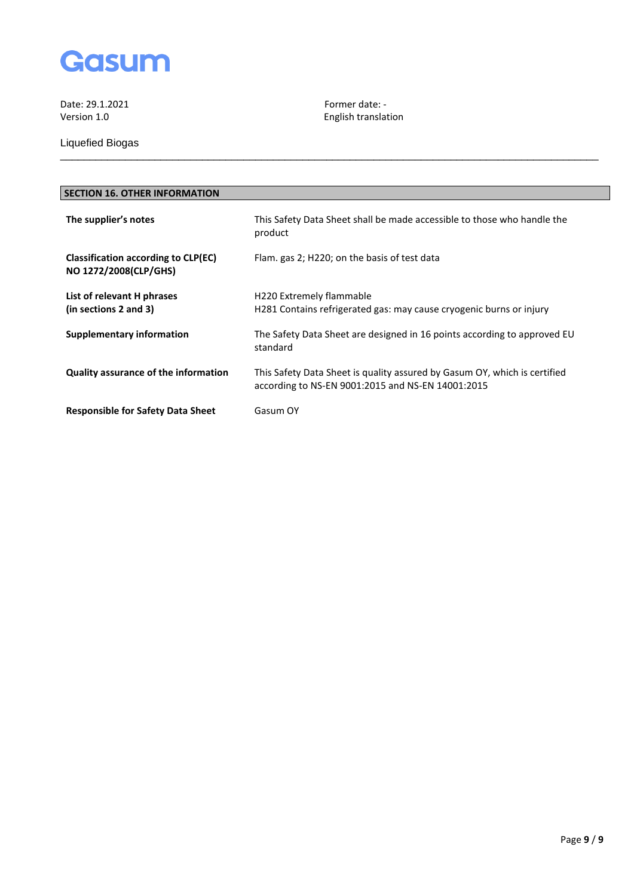## SECTION 16. OTHER INFORMATION

| | |
|---|---|
| **The supplier's notes** | This Safety Data Sheet shall be made accessible to those who handle the product |
| **Classification according to CLP(EC) NO 1272/2008(CLP/GHS)** | Flam. gas 2; H220; on the basis of test data |
| **List of relevant H phrases (in sections 2 and 3)** | H220 Extremely flammable<br>H281 Contains refrigerated gas: may cause cryogenic burns or injury |
| **Supplementary information** | The Safety Data Sheet are designed in 16 points according to approved EU standard |
| **Quality assurance of the information** | This Safety Data Sheet is quality assured by Gasum OY, which is certified according to NS-EN 9001:2015 and NS-EN 14001:2015 |
| **Responsible for Safety Data Sheet** | Gasum OY |